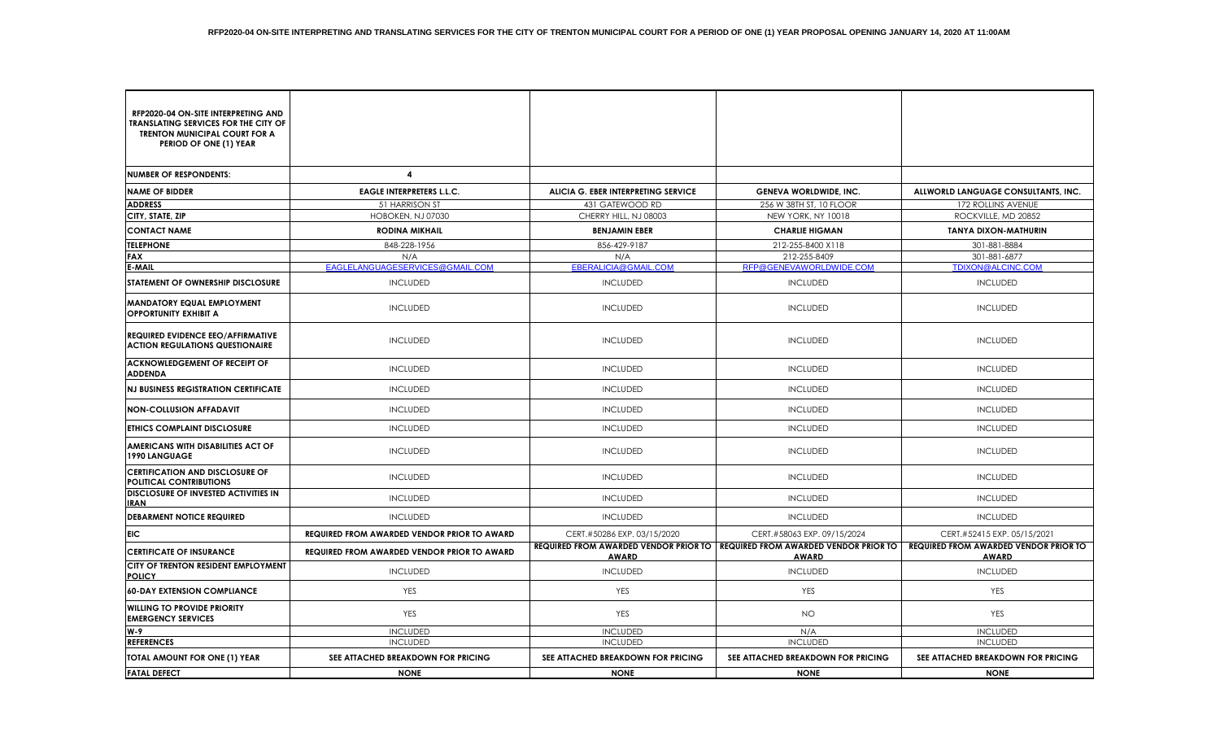**RFP2020-04 ON-SITE INTERPRETING AND TRANSLATING SERVICES FOR THE CITY OF TRENTON MUNICIPAL COURT FOR A PERIOD OF ONE (1) YEAR PROPOSAL OPENING JANUARY 14, 2020 AT 11:00AM**

| **RFP2020-04 ON-SITE INTERPRETING AND TRANSLATING SERVICES FOR THE CITY OF TRENTON MUNICIPAL COURT FOR A PERIOD OF ONE (1) YEAR** | | | | |
|---|---|---|---|---|
| **NUMBER OF RESPONDENTS:** | **4** | | | |
| **NAME OF BIDDER** | **EAGLE INTERPRETERS L.L.C.** | **ALICIA G. EBER INTERPRETING SERVICE** | **GENEVA WORLDWIDE, INC.** | **ALLWORLD LANGUAGE CONSULTANTS, INC.** |
| **ADDRESS** | 51 HARRISON ST | 431 GATEWOOD RD | 256 W 38TH ST, 10 FLOOR | 172 ROLLINS AVENUE |
| **CITY, STATE, ZIP** | HOBOKEN, NJ 07030 | CHERRY HILL, NJ 08003 | NEW YORK, NY 10018 | ROCKVILLE, MD 20852 |
| **CONTACT NAME** | **RODINA MIKHAIL** | **BENJAMIN EBER** | **CHARLIE HIGMAN** | **TANYA DIXON-MATHURIN** |
| **TELEPHONE** | 848-228-1956 | 856-429-9187 | 212-255-8400 X118 | 301-881-8884 |
| **FAX** | N/A | N/A | 212-255-8409 | 301-881-6877 |
| **E-MAIL** | EAGLELANGUAGESERVICES@GMAIL.COM | EBERALICIA@GMAIL.COM | RFP@GENEVAWORLDWIDE.COM | TDIXON@ALCINC.COM |
| **STATEMENT OF OWNERSHIP DISCLOSURE** | INCLUDED | INCLUDED | INCLUDED | INCLUDED |
| **MANDATORY EQUAL EMPLOYMENT OPPORTUNITY EXHIBIT A** | INCLUDED | INCLUDED | INCLUDED | INCLUDED |
| **REQUIRED EVIDENCE EEO/AFFIRMATIVE ACTION REGULATIONS QUESTIONAIRE** | INCLUDED | INCLUDED | INCLUDED | INCLUDED |
| **ACKNOWLEDGEMENT OF RECEIPT OF ADDENDA** | INCLUDED | INCLUDED | INCLUDED | INCLUDED |
| **NJ BUSINESS REGISTRATION CERTIFICATE** | INCLUDED | INCLUDED | INCLUDED | INCLUDED |
| **NON-COLLUSION AFFADAVIT** | INCLUDED | INCLUDED | INCLUDED | INCLUDED |
| **ETHICS COMPLAINT DISCLOSURE** | INCLUDED | INCLUDED | INCLUDED | INCLUDED |
| **AMERICANS WITH DISABILITIES ACT OF 1990 LANGUAGE** | INCLUDED | INCLUDED | INCLUDED | INCLUDED |
| **CERTIFICATION AND DISCLOSURE OF POLITICAL CONTRIBUTIONS** | INCLUDED | INCLUDED | INCLUDED | INCLUDED |
| **DISCLOSURE OF INVESTED ACTIVITIES IN IRAN** | INCLUDED | INCLUDED | INCLUDED | INCLUDED |
| **DEBARMENT NOTICE REQUIRED** | INCLUDED | INCLUDED | INCLUDED | INCLUDED |
| **EIC** | **REQUIRED FROM AWARDED VENDOR PRIOR TO AWARD** | CERT.#50286 EXP. 03/15/2020 | CERT.#58063 EXP. 09/15/2024 | CERT.#52415 EXP. 05/15/2021 |
| **CERTIFICATE OF INSURANCE** | **REQUIRED FROM AWARDED VENDOR PRIOR TO AWARD** | **REQUIRED FROM AWARDED VENDOR PRIOR TO AWARD** | **REQUIRED FROM AWARDED VENDOR PRIOR TO AWARD** | **REQUIRED FROM AWARDED VENDOR PRIOR TO AWARD** |
| **CITY OF TRENTON RESIDENT EMPLOYMENT POLICY** | INCLUDED | INCLUDED | INCLUDED | INCLUDED |
| **60-DAY EXTENSION COMPLIANCE** | YES | YES | YES | YES |
| **WILLING TO PROVIDE PRIORITY EMERGENCY SERVICES** | YES | YES | NO | YES |
| **W-9** | INCLUDED | INCLUDED | N/A | INCLUDED |
| **REFERENCES** | INCLUDED | INCLUDED | INCLUDED | INCLUDED |
| **TOTAL AMOUNT FOR ONE (1) YEAR** | **SEE ATTACHED BREAKDOWN FOR PRICING** | **SEE ATTACHED BREAKDOWN FOR PRICING** | **SEE ATTACHED BREAKDOWN FOR PRICING** | **SEE ATTACHED BREAKDOWN FOR PRICING** |
| **FATAL DEFECT** | **NONE** | **NONE** | **NONE** | **NONE** |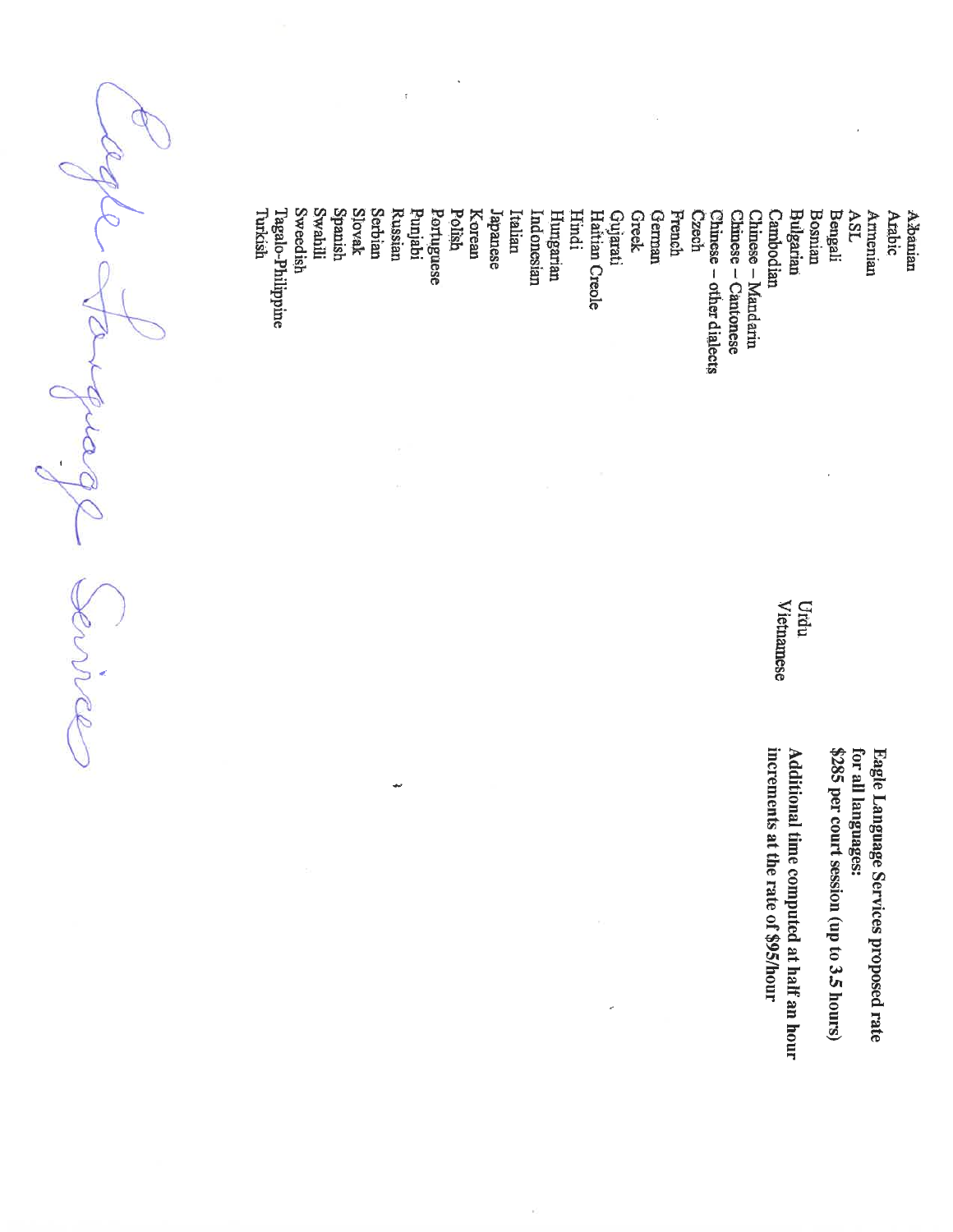Albanian
Arabic
Armenian
ASL
Bengali
Bosnian
Bulgarian
Cambodian
Chinese – Mandarin
Chinese – Cantonese
Chinese – other dialects
Czech
French
German
Greek
Gujarati
Haitian Creole
Hindi
Hungarian
Indonesian
Italian
Japanese
Korean
Polish
Portuguese
Punjabi
Russian
Serbian
Slovak
Spanish
Swahili
Sweedish
Tagalo-Philippine
Turkish
Urdu
Vietnamese

**Eagle Language Services proposed rate for all languages:**
**$285 per court session (up to 3.5 hours)**
**Additional time computed at half an hour increments at the rate of $95/hour**

Eagle Language Services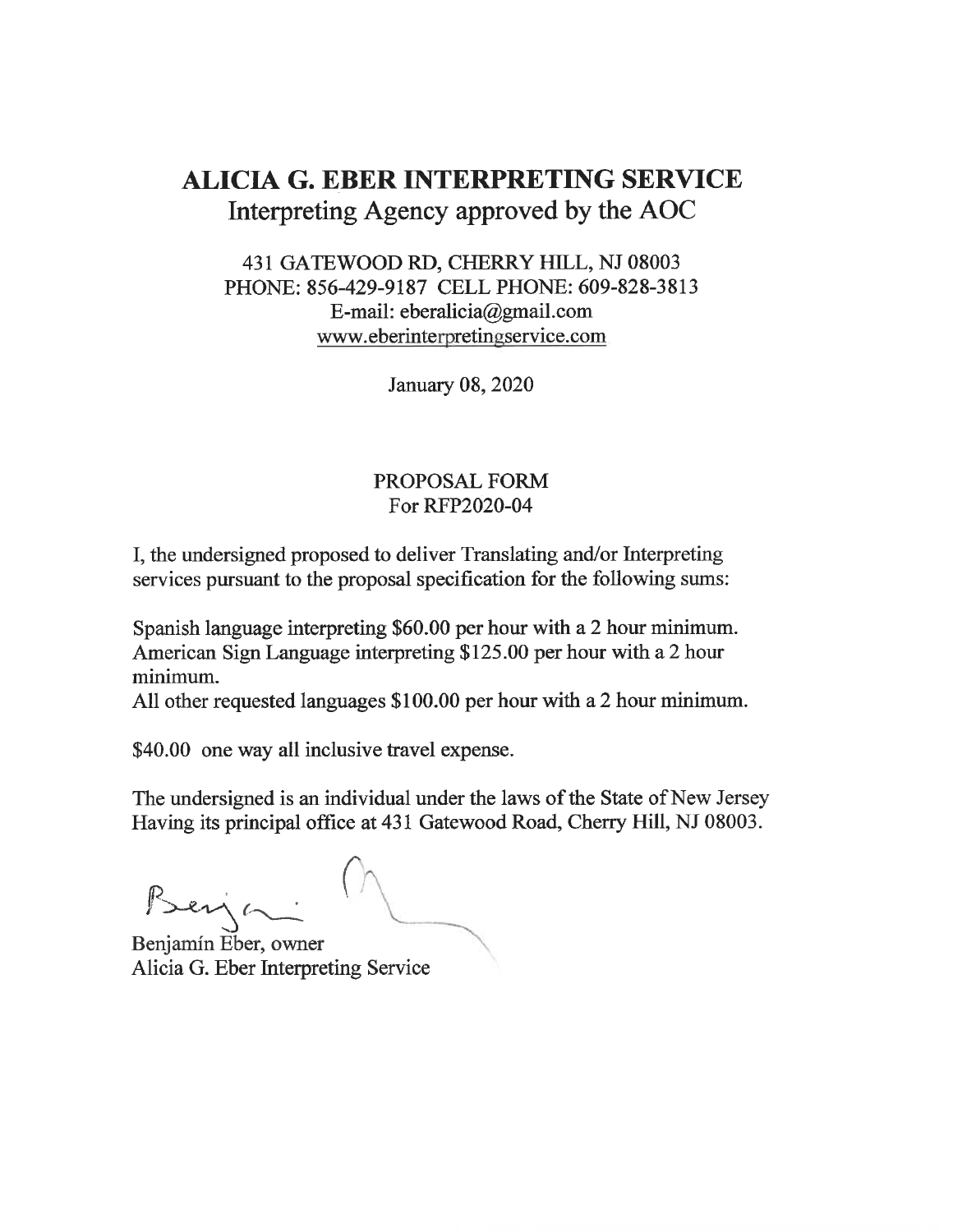# ALICIA G. EBER INTERPRETING SERVICE

Interpreting Agency approved by the AOC

431 GATEWOOD RD, CHERRY HILL, NJ 08003
PHONE: 856-429-9187 CELL PHONE: 609-828-3813
E-mail: eberalicia@gmail.com
www.eberinterpretingservice.com

January 08, 2020

PROPOSAL FORM
For RFP2020-04

I, the undersigned proposed to deliver Translating and/or Interpreting services pursuant to the proposal specification for the following sums:

Spanish language interpreting $60.00 per hour with a 2 hour minimum.
American Sign Language interpreting $125.00 per hour with a 2 hour minimum.
All other requested languages $100.00 per hour with a 2 hour minimum.

$40.00 one way all inclusive travel expense.

The undersigned is an individual under the laws of the State of New Jersey Having its principal office at 431 Gatewood Road, Cherry Hill, NJ 08003.

Benjamín Eber, owner
Alicia G. Eber Interpreting Service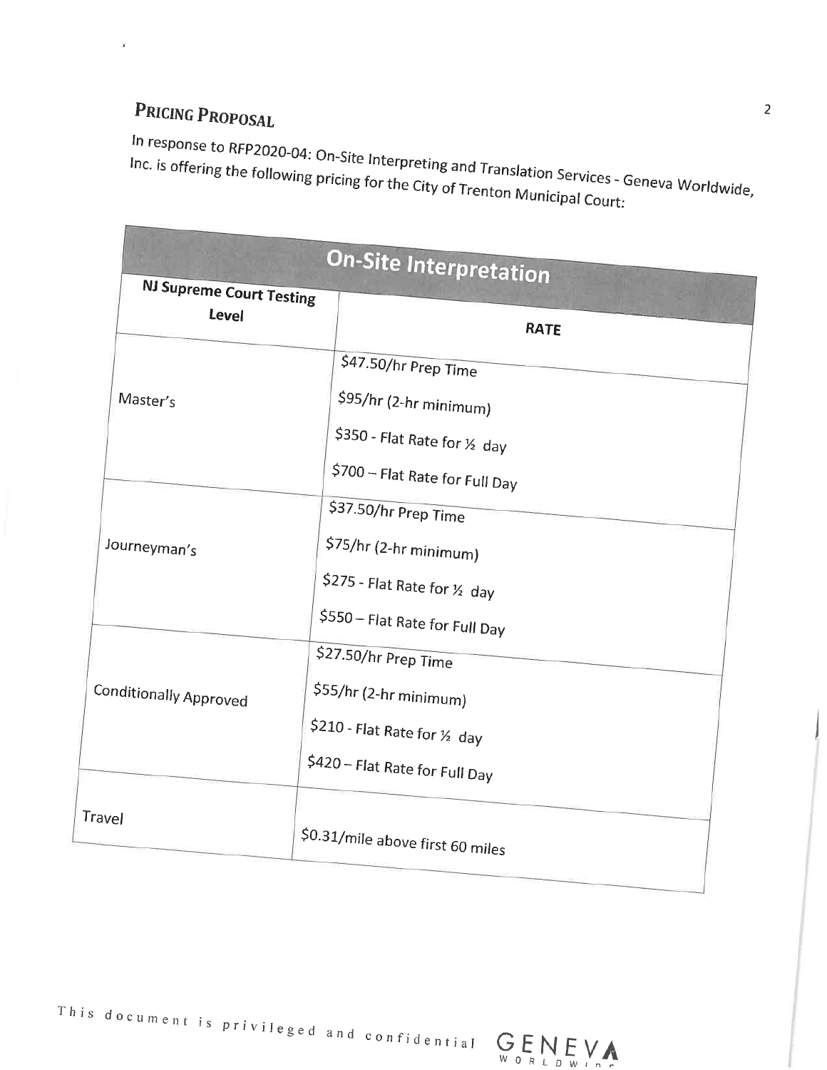## Pricing Proposal

In response to RFP2020-04: On-Site Interpreting and Translation Services - Geneva Worldwide, Inc. is offering the following pricing for the City of Trenton Municipal Court:

| On-Site Interpretation | |
|---|---|
| **NJ Supreme Court Testing Level** | **RATE** |
| Master's | \$47.50/hr Prep Time<br>\$95/hr (2-hr minimum)<br>\$350 - Flat Rate for ½ day<br>\$700 – Flat Rate for Full Day |
| Journeyman's | \$37.50/hr Prep Time<br>\$75/hr (2-hr minimum)<br>\$275 - Flat Rate for ½ day<br>\$550 – Flat Rate for Full Day |
| Conditionally Approved | \$27.50/hr Prep Time<br>\$55/hr (2-hr minimum)<br>\$210 - Flat Rate for ½ day<br>\$420 – Flat Rate for Full Day |
| Travel | \$0.31/mile above first 60 miles |

This document is privileged and confidential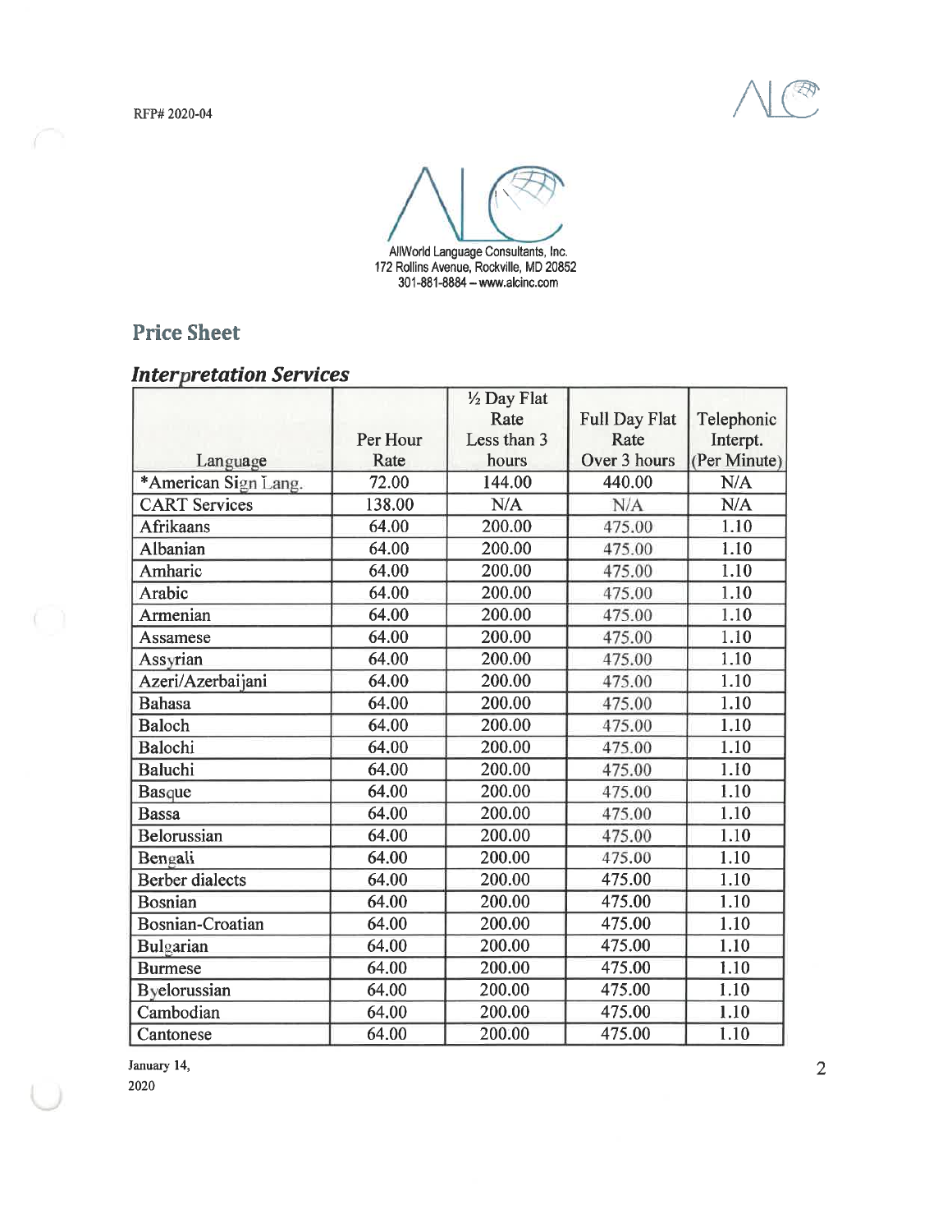AllWorld Language Consultants, Inc.
172 Rollins Avenue, Rockville, MD 20852
301-881-8884 – www.alcinc.com

## Price Sheet

### *Interpretation Services*

| Language | Per Hour Rate | ½ Day Flat Rate Less than 3 hours | Full Day Flat Rate Over 3 hours | Telephonic Interpt. (Per Minute) |
|---|---|---|---|---|
| *American Sign Lang. | 72.00 | 144.00 | 440.00 | N/A |
| CART Services | 138.00 | N/A | N/A | N/A |
| Afrikaans | 64.00 | 200.00 | 475.00 | 1.10 |
| Albanian | 64.00 | 200.00 | 475.00 | 1.10 |
| Amharic | 64.00 | 200.00 | 475.00 | 1.10 |
| Arabic | 64.00 | 200.00 | 475.00 | 1.10 |
| Armenian | 64.00 | 200.00 | 475.00 | 1.10 |
| Assamese | 64.00 | 200.00 | 475.00 | 1.10 |
| Assyrian | 64.00 | 200.00 | 475.00 | 1.10 |
| Azeri/Azerbaijani | 64.00 | 200.00 | 475.00 | 1.10 |
| Bahasa | 64.00 | 200.00 | 475.00 | 1.10 |
| Baloch | 64.00 | 200.00 | 475.00 | 1.10 |
| Balochi | 64.00 | 200.00 | 475.00 | 1.10 |
| Baluchi | 64.00 | 200.00 | 475.00 | 1.10 |
| Basque | 64.00 | 200.00 | 475.00 | 1.10 |
| Bassa | 64.00 | 200.00 | 475.00 | 1.10 |
| Belorussian | 64.00 | 200.00 | 475.00 | 1.10 |
| Bengali | 64.00 | 200.00 | 475.00 | 1.10 |
| Berber dialects | 64.00 | 200.00 | 475.00 | 1.10 |
| Bosnian | 64.00 | 200.00 | 475.00 | 1.10 |
| Bosnian-Croatian | 64.00 | 200.00 | 475.00 | 1.10 |
| Bulgarian | 64.00 | 200.00 | 475.00 | 1.10 |
| Burmese | 64.00 | 200.00 | 475.00 | 1.10 |
| Byelorussian | 64.00 | 200.00 | 475.00 | 1.10 |
| Cambodian | 64.00 | 200.00 | 475.00 | 1.10 |
| Cantonese | 64.00 | 200.00 | 475.00 | 1.10 |

January 14, 2020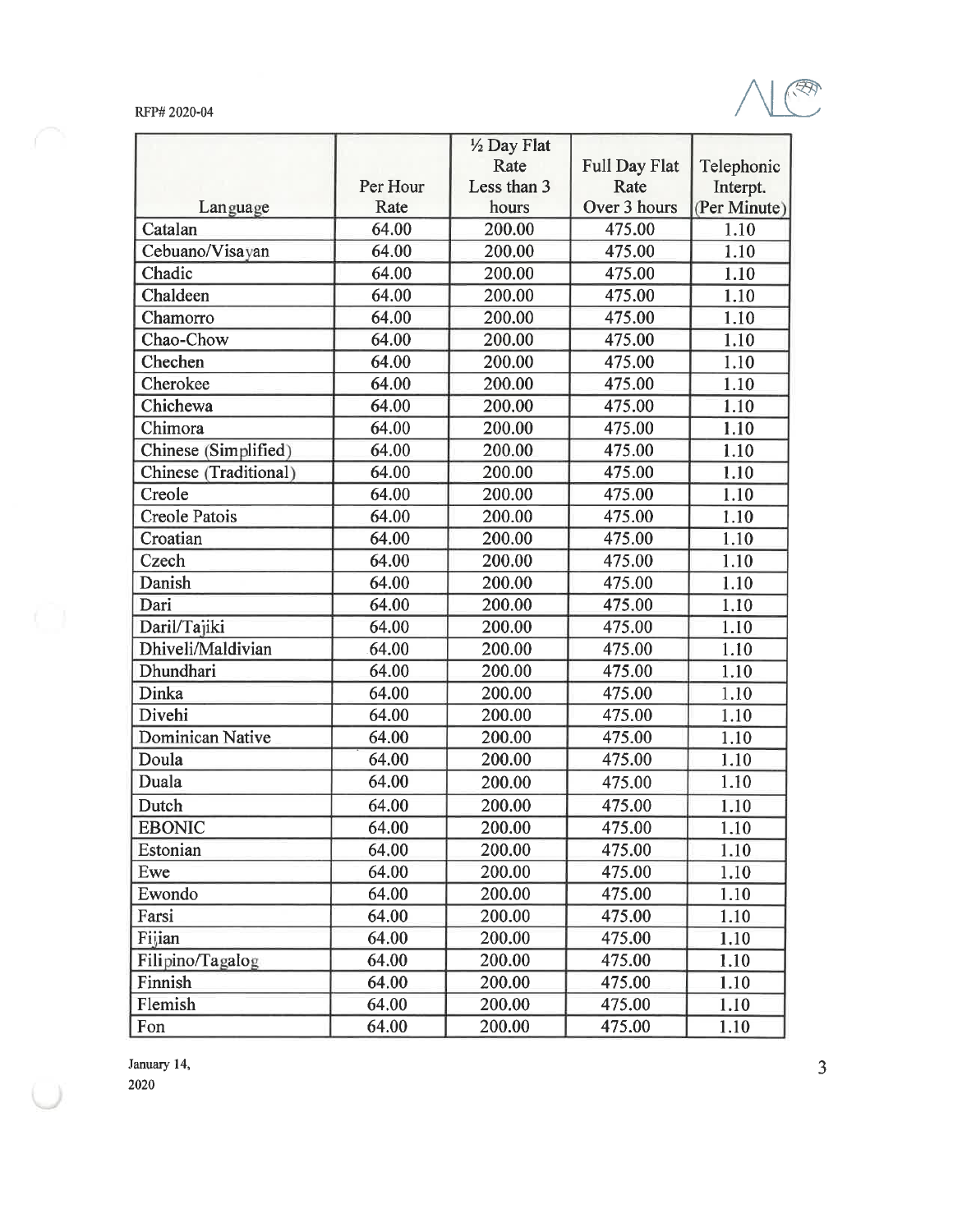| Language | Per Hour Rate | ½ Day Flat Rate Less than 3 hours | Full Day Flat Rate Over 3 hours | Telephonic Interpt. (Per Minute) |
|---|---|---|---|---|
| Catalan | 64.00 | 200.00 | 475.00 | 1.10 |
| Cebuano/Visayan | 64.00 | 200.00 | 475.00 | 1.10 |
| Chadic | 64.00 | 200.00 | 475.00 | 1.10 |
| Chaldeen | 64.00 | 200.00 | 475.00 | 1.10 |
| Chamorro | 64.00 | 200.00 | 475.00 | 1.10 |
| Chao-Chow | 64.00 | 200.00 | 475.00 | 1.10 |
| Chechen | 64.00 | 200.00 | 475.00 | 1.10 |
| Cherokee | 64.00 | 200.00 | 475.00 | 1.10 |
| Chichewa | 64.00 | 200.00 | 475.00 | 1.10 |
| Chimora | 64.00 | 200.00 | 475.00 | 1.10 |
| Chinese (Simplified) | 64.00 | 200.00 | 475.00 | 1.10 |
| Chinese (Traditional) | 64.00 | 200.00 | 475.00 | 1.10 |
| Creole | 64.00 | 200.00 | 475.00 | 1.10 |
| Creole Patois | 64.00 | 200.00 | 475.00 | 1.10 |
| Croatian | 64.00 | 200.00 | 475.00 | 1.10 |
| Czech | 64.00 | 200.00 | 475.00 | 1.10 |
| Danish | 64.00 | 200.00 | 475.00 | 1.10 |
| Dari | 64.00 | 200.00 | 475.00 | 1.10 |
| Daril/Tajiki | 64.00 | 200.00 | 475.00 | 1.10 |
| Dhiveli/Maldivian | 64.00 | 200.00 | 475.00 | 1.10 |
| Dhundhari | 64.00 | 200.00 | 475.00 | 1.10 |
| Dinka | 64.00 | 200.00 | 475.00 | 1.10 |
| Divehi | 64.00 | 200.00 | 475.00 | 1.10 |
| Dominican Native | 64.00 | 200.00 | 475.00 | 1.10 |
| Doula | 64.00 | 200.00 | 475.00 | 1.10 |
| Duala | 64.00 | 200.00 | 475.00 | 1.10 |
| Dutch | 64.00 | 200.00 | 475.00 | 1.10 |
| EBONIC | 64.00 | 200.00 | 475.00 | 1.10 |
| Estonian | 64.00 | 200.00 | 475.00 | 1.10 |
| Ewe | 64.00 | 200.00 | 475.00 | 1.10 |
| Ewondo | 64.00 | 200.00 | 475.00 | 1.10 |
| Farsi | 64.00 | 200.00 | 475.00 | 1.10 |
| Fijian | 64.00 | 200.00 | 475.00 | 1.10 |
| Filipino/Tagalog | 64.00 | 200.00 | 475.00 | 1.10 |
| Finnish | 64.00 | 200.00 | 475.00 | 1.10 |
| Flemish | 64.00 | 200.00 | 475.00 | 1.10 |
| Fon | 64.00 | 200.00 | 475.00 | 1.10 |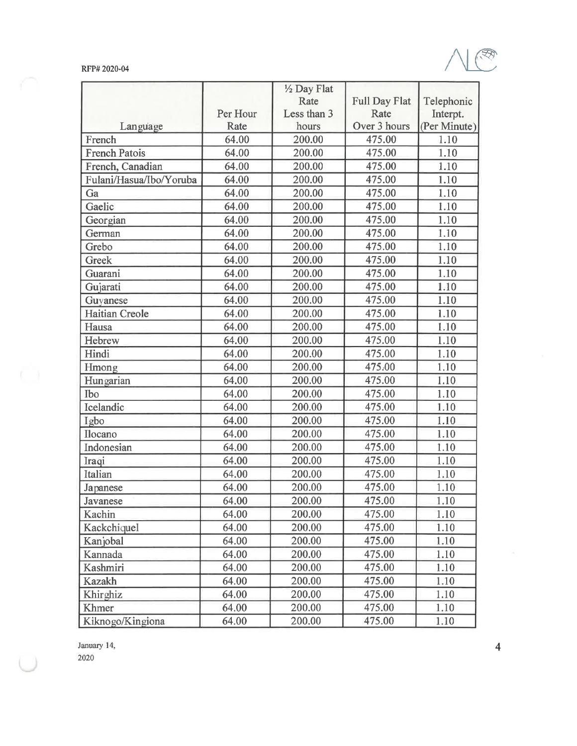| Language | Per Hour Rate | ½ Day Flat Rate Less than 3 hours | Full Day Flat Rate Over 3 hours | Telephonic Interpt. (Per Minute) |
|---|---|---|---|---|
| French | 64.00 | 200.00 | 475.00 | 1.10 |
| French Patois | 64.00 | 200.00 | 475.00 | 1.10 |
| French, Canadian | 64.00 | 200.00 | 475.00 | 1.10 |
| Fulani/Hasua/Ibo/Yoruba | 64.00 | 200.00 | 475.00 | 1.10 |
| Ga | 64.00 | 200.00 | 475.00 | 1.10 |
| Gaelic | 64.00 | 200.00 | 475.00 | 1.10 |
| Georgian | 64.00 | 200.00 | 475.00 | 1.10 |
| German | 64.00 | 200.00 | 475.00 | 1.10 |
| Grebo | 64.00 | 200.00 | 475.00 | 1.10 |
| Greek | 64.00 | 200.00 | 475.00 | 1.10 |
| Guarani | 64.00 | 200.00 | 475.00 | 1.10 |
| Gujarati | 64.00 | 200.00 | 475.00 | 1.10 |
| Guyanese | 64.00 | 200.00 | 475.00 | 1.10 |
| Haitian Creole | 64.00 | 200.00 | 475.00 | 1.10 |
| Hausa | 64.00 | 200.00 | 475.00 | 1.10 |
| Hebrew | 64.00 | 200.00 | 475.00 | 1.10 |
| Hindi | 64.00 | 200.00 | 475.00 | 1.10 |
| Hmong | 64.00 | 200.00 | 475.00 | 1.10 |
| Hungarian | 64.00 | 200.00 | 475.00 | 1.10 |
| Ibo | 64.00 | 200.00 | 475.00 | 1.10 |
| Icelandic | 64.00 | 200.00 | 475.00 | 1.10 |
| Igbo | 64.00 | 200.00 | 475.00 | 1.10 |
| Ilocano | 64.00 | 200.00 | 475.00 | 1.10 |
| Indonesian | 64.00 | 200.00 | 475.00 | 1.10 |
| Iraqi | 64.00 | 200.00 | 475.00 | 1.10 |
| Italian | 64.00 | 200.00 | 475.00 | 1.10 |
| Japanese | 64.00 | 200.00 | 475.00 | 1.10 |
| Javanese | 64.00 | 200.00 | 475.00 | 1.10 |
| Kachin | 64.00 | 200.00 | 475.00 | 1.10 |
| Kackchiquel | 64.00 | 200.00 | 475.00 | 1.10 |
| Kanjobal | 64.00 | 200.00 | 475.00 | 1.10 |
| Kannada | 64.00 | 200.00 | 475.00 | 1.10 |
| Kashmiri | 64.00 | 200.00 | 475.00 | 1.10 |
| Kazakh | 64.00 | 200.00 | 475.00 | 1.10 |
| Khirghiz | 64.00 | 200.00 | 475.00 | 1.10 |
| Khmer | 64.00 | 200.00 | 475.00 | 1.10 |
| Kiknogo/Kingiona | 64.00 | 200.00 | 475.00 | 1.10 |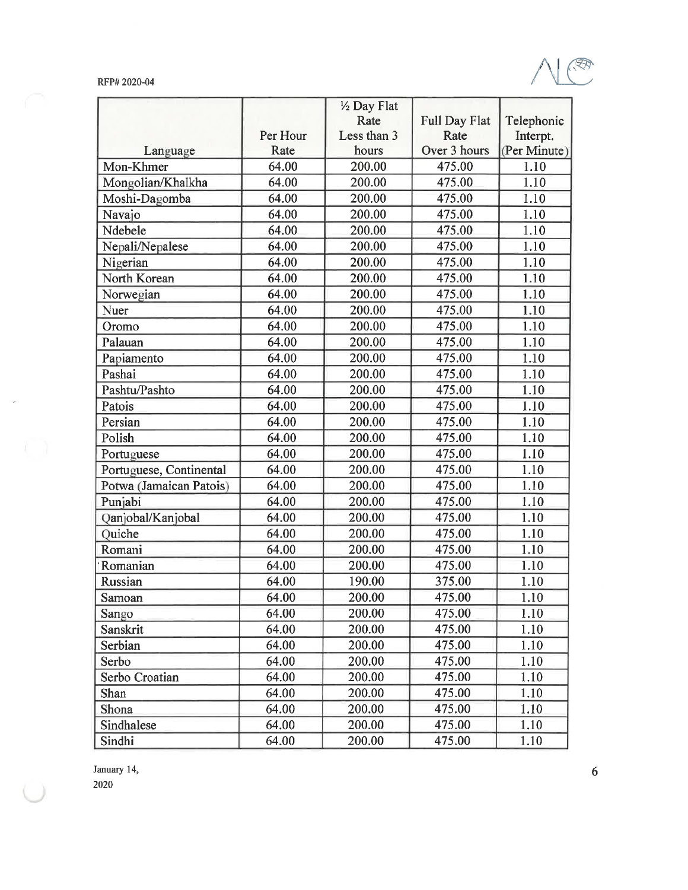| Language | Per Hour Rate | ½ Day Flat Rate Less than 3 hours | Full Day Flat Rate Over 3 hours | Telephonic Interpt. (Per Minute) |
|---|---|---|---|---|
| Mon-Khmer | 64.00 | 200.00 | 475.00 | 1.10 |
| Mongolian/Khalkha | 64.00 | 200.00 | 475.00 | 1.10 |
| Moshi-Dagomba | 64.00 | 200.00 | 475.00 | 1.10 |
| Navajo | 64.00 | 200.00 | 475.00 | 1.10 |
| Ndebele | 64.00 | 200.00 | 475.00 | 1.10 |
| Nepali/Nepalese | 64.00 | 200.00 | 475.00 | 1.10 |
| Nigerian | 64.00 | 200.00 | 475.00 | 1.10 |
| North Korean | 64.00 | 200.00 | 475.00 | 1.10 |
| Norwegian | 64.00 | 200.00 | 475.00 | 1.10 |
| Nuer | 64.00 | 200.00 | 475.00 | 1.10 |
| Oromo | 64.00 | 200.00 | 475.00 | 1.10 |
| Palauan | 64.00 | 200.00 | 475.00 | 1.10 |
| Papiamento | 64.00 | 200.00 | 475.00 | 1.10 |
| Pashai | 64.00 | 200.00 | 475.00 | 1.10 |
| Pashtu/Pashto | 64.00 | 200.00 | 475.00 | 1.10 |
| Patois | 64.00 | 200.00 | 475.00 | 1.10 |
| Persian | 64.00 | 200.00 | 475.00 | 1.10 |
| Polish | 64.00 | 200.00 | 475.00 | 1.10 |
| Portuguese | 64.00 | 200.00 | 475.00 | 1.10 |
| Portuguese, Continental | 64.00 | 200.00 | 475.00 | 1.10 |
| Potwa (Jamaican Patois) | 64.00 | 200.00 | 475.00 | 1.10 |
| Punjabi | 64.00 | 200.00 | 475.00 | 1.10 |
| Qanjobal/Kanjobal | 64.00 | 200.00 | 475.00 | 1.10 |
| Quiche | 64.00 | 200.00 | 475.00 | 1.10 |
| Romani | 64.00 | 200.00 | 475.00 | 1.10 |
| Romanian | 64.00 | 200.00 | 475.00 | 1.10 |
| Russian | 64.00 | 190.00 | 375.00 | 1.10 |
| Samoan | 64.00 | 200.00 | 475.00 | 1.10 |
| Sango | 64.00 | 200.00 | 475.00 | 1.10 |
| Sanskrit | 64.00 | 200.00 | 475.00 | 1.10 |
| Serbian | 64.00 | 200.00 | 475.00 | 1.10 |
| Serbo | 64.00 | 200.00 | 475.00 | 1.10 |
| Serbo Croatian | 64.00 | 200.00 | 475.00 | 1.10 |
| Shan | 64.00 | 200.00 | 475.00 | 1.10 |
| Shona | 64.00 | 200.00 | 475.00 | 1.10 |
| Sindhalese | 64.00 | 200.00 | 475.00 | 1.10 |
| Sindhi | 64.00 | 200.00 | 475.00 | 1.10 |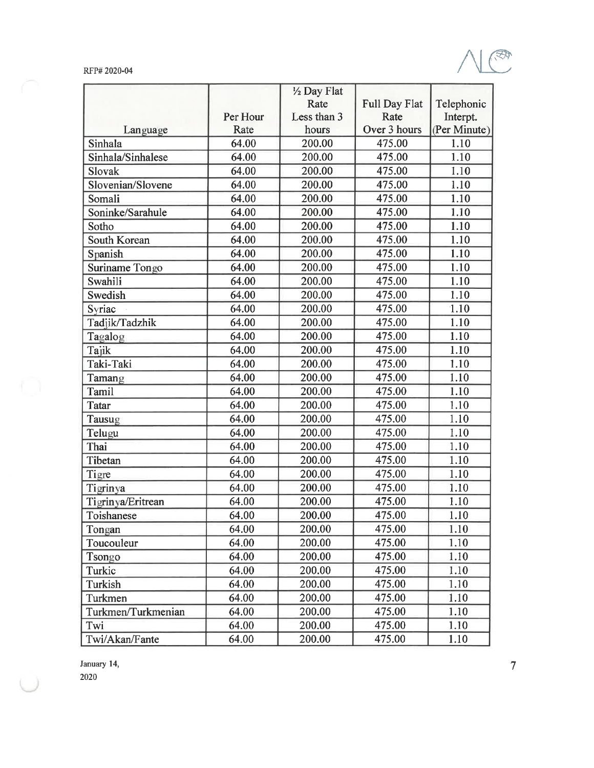| Language | Per Hour Rate | ½ Day Flat Rate Less than 3 hours | Full Day Flat Rate Over 3 hours | Telephonic Interpt. (Per Minute) |
|---|---|---|---|---|
| Sinhala | 64.00 | 200.00 | 475.00 | 1.10 |
| Sinhala/Sinhalese | 64.00 | 200.00 | 475.00 | 1.10 |
| Slovak | 64.00 | 200.00 | 475.00 | 1.10 |
| Slovenian/Slovene | 64.00 | 200.00 | 475.00 | 1.10 |
| Somali | 64.00 | 200.00 | 475.00 | 1.10 |
| Soninke/Sarahule | 64.00 | 200.00 | 475.00 | 1.10 |
| Sotho | 64.00 | 200.00 | 475.00 | 1.10 |
| South Korean | 64.00 | 200.00 | 475.00 | 1.10 |
| Spanish | 64.00 | 200.00 | 475.00 | 1.10 |
| Suriname Tongo | 64.00 | 200.00 | 475.00 | 1.10 |
| Swahili | 64.00 | 200.00 | 475.00 | 1.10 |
| Swedish | 64.00 | 200.00 | 475.00 | 1.10 |
| Syriac | 64.00 | 200.00 | 475.00 | 1.10 |
| Tadjik/Tadzhik | 64.00 | 200.00 | 475.00 | 1.10 |
| Tagalog | 64.00 | 200.00 | 475.00 | 1.10 |
| Tajik | 64.00 | 200.00 | 475.00 | 1.10 |
| Taki-Taki | 64.00 | 200.00 | 475.00 | 1.10 |
| Tamang | 64.00 | 200.00 | 475.00 | 1.10 |
| Tamil | 64.00 | 200.00 | 475.00 | 1.10 |
| Tatar | 64.00 | 200.00 | 475.00 | 1.10 |
| Tausug | 64.00 | 200.00 | 475.00 | 1.10 |
| Telugu | 64.00 | 200.00 | 475.00 | 1.10 |
| Thai | 64.00 | 200.00 | 475.00 | 1.10 |
| Tibetan | 64.00 | 200.00 | 475.00 | 1.10 |
| Tigre | 64.00 | 200.00 | 475.00 | 1.10 |
| Tigrinya | 64.00 | 200.00 | 475.00 | 1.10 |
| Tigrinya/Eritrean | 64.00 | 200.00 | 475.00 | 1.10 |
| Toishanese | 64.00 | 200.00 | 475.00 | 1.10 |
| Tongan | 64.00 | 200.00 | 475.00 | 1.10 |
| Toucouleur | 64.00 | 200.00 | 475.00 | 1.10 |
| Tsongo | 64.00 | 200.00 | 475.00 | 1.10 |
| Turkic | 64.00 | 200.00 | 475.00 | 1.10 |
| Turkish | 64.00 | 200.00 | 475.00 | 1.10 |
| Turkmen | 64.00 | 200.00 | 475.00 | 1.10 |
| Turkmen/Turkmenian | 64.00 | 200.00 | 475.00 | 1.10 |
| Twi | 64.00 | 200.00 | 475.00 | 1.10 |
| Twi/Akan/Fante | 64.00 | 200.00 | 475.00 | 1.10 |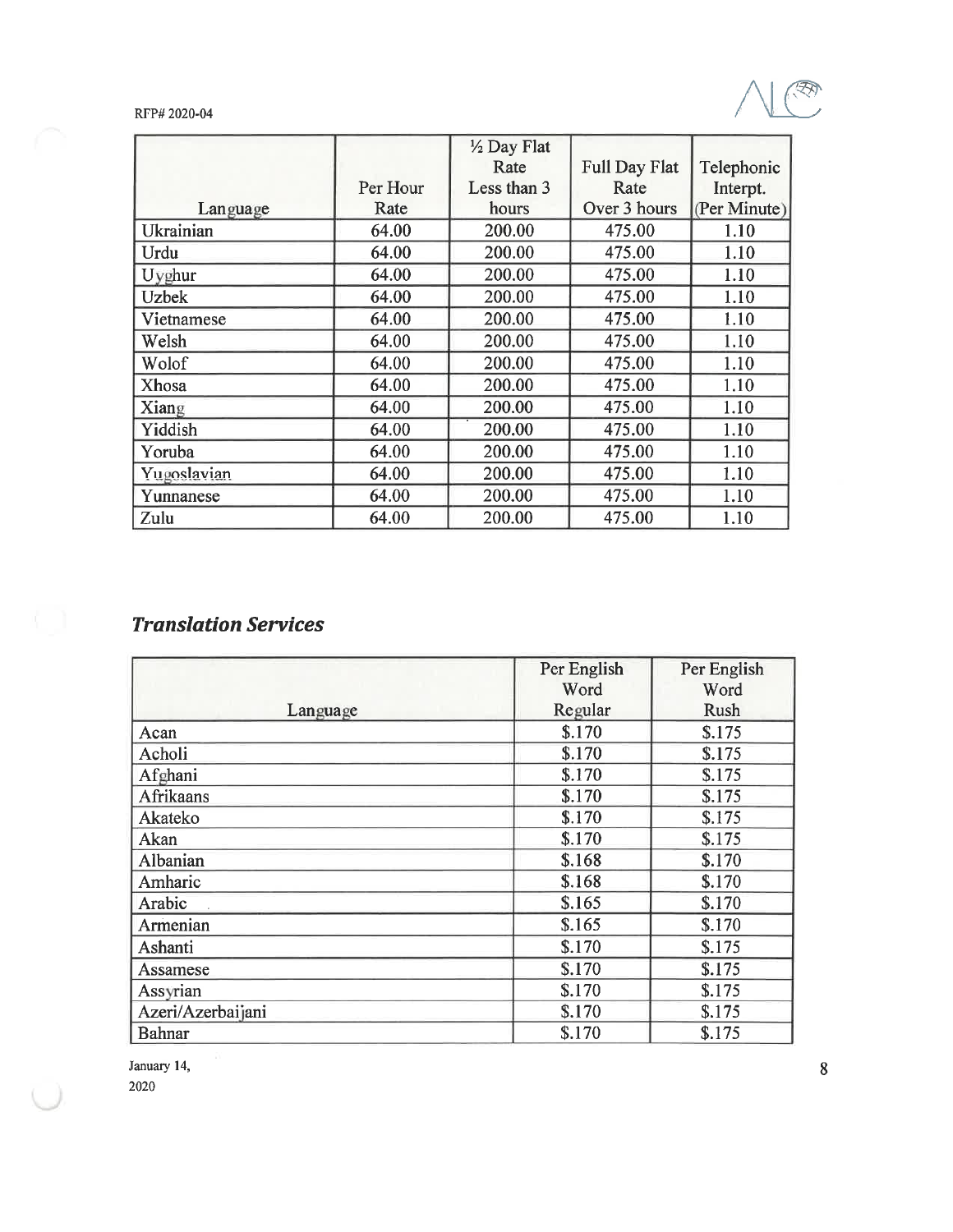| Language | Per Hour Rate | ½ Day Flat Rate Less than 3 hours | Full Day Flat Rate Over 3 hours | Telephonic Interpt. (Per Minute) |
|---|---|---|---|---|
| Ukrainian | 64.00 | 200.00 | 475.00 | 1.10 |
| Urdu | 64.00 | 200.00 | 475.00 | 1.10 |
| Uyghur | 64.00 | 200.00 | 475.00 | 1.10 |
| Uzbek | 64.00 | 200.00 | 475.00 | 1.10 |
| Vietnamese | 64.00 | 200.00 | 475.00 | 1.10 |
| Welsh | 64.00 | 200.00 | 475.00 | 1.10 |
| Wolof | 64.00 | 200.00 | 475.00 | 1.10 |
| Xhosa | 64.00 | 200.00 | 475.00 | 1.10 |
| Xiang | 64.00 | 200.00 | 475.00 | 1.10 |
| Yiddish | 64.00 | 200.00 | 475.00 | 1.10 |
| Yoruba | 64.00 | 200.00 | 475.00 | 1.10 |
| Yugoslavian | 64.00 | 200.00 | 475.00 | 1.10 |
| Yunnanese | 64.00 | 200.00 | 475.00 | 1.10 |
| Zulu | 64.00 | 200.00 | 475.00 | 1.10 |

## *Translation Services*

| Language | Per English Word Regular | Per English Word Rush |
|---|---|---|
| Acan | $.170 | $.175 |
| Acholi | $.170 | $.175 |
| Afghani | $.170 | $.175 |
| Afrikaans | $.170 | $.175 |
| Akateko | $.170 | $.175 |
| Akan | $.170 | $.175 |
| Albanian | $.168 | $.170 |
| Amharic | $.168 | $.170 |
| Arabic | $.165 | $.170 |
| Armenian | $.165 | $.170 |
| Ashanti | $.170 | $.175 |
| Assamese | $.170 | $.175 |
| Assyrian | $.170 | $.175 |
| Azeri/Azerbaijani | $.170 | $.175 |
| Bahnar | $.170 | $.175 |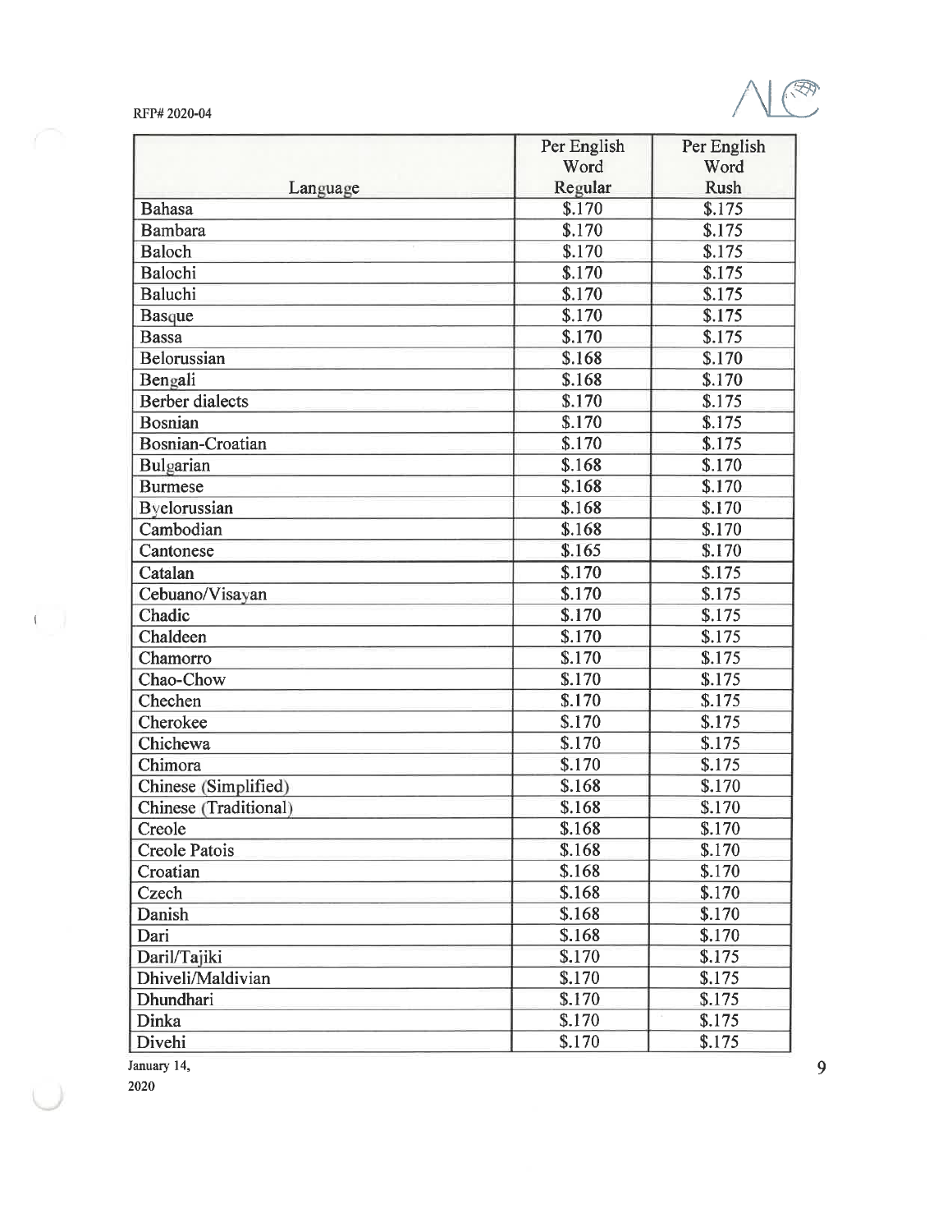| Language | Per English Word Regular | Per English Word Rush |
|---|---|---|
| Bahasa | $.170 | $.175 |
| Bambara | $.170 | $.175 |
| Baloch | $.170 | $.175 |
| Balochi | $.170 | $.175 |
| Baluchi | $.170 | $.175 |
| Basque | $.170 | $.175 |
| Bassa | $.170 | $.175 |
| Belorussian | $.168 | $.170 |
| Bengali | $.168 | $.170 |
| Berber dialects | $.170 | $.175 |
| Bosnian | $.170 | $.175 |
| Bosnian-Croatian | $.170 | $.175 |
| Bulgarian | $.168 | $.170 |
| Burmese | $.168 | $.170 |
| Byelorussian | $.168 | $.170 |
| Cambodian | $.168 | $.170 |
| Cantonese | $.165 | $.170 |
| Catalan | $.170 | $.175 |
| Cebuano/Visayan | $.170 | $.175 |
| Chadic | $.170 | $.175 |
| Chaldeen | $.170 | $.175 |
| Chamorro | $.170 | $.175 |
| Chao-Chow | $.170 | $.175 |
| Chechen | $.170 | $.175 |
| Cherokee | $.170 | $.175 |
| Chichewa | $.170 | $.175 |
| Chimora | $.170 | $.175 |
| Chinese (Simplified) | $.168 | $.170 |
| Chinese (Traditional) | $.168 | $.170 |
| Creole | $.168 | $.170 |
| Creole Patois | $.168 | $.170 |
| Croatian | $.168 | $.170 |
| Czech | $.168 | $.170 |
| Danish | $.168 | $.170 |
| Dari | $.168 | $.170 |
| Daril/Tajiki | $.170 | $.175 |
| Dhiveli/Maldivian | $.170 | $.175 |
| Dhundhari | $.170 | $.175 |
| Dinka | $.170 | $.175 |
| Divehi | $.170 | $.175 |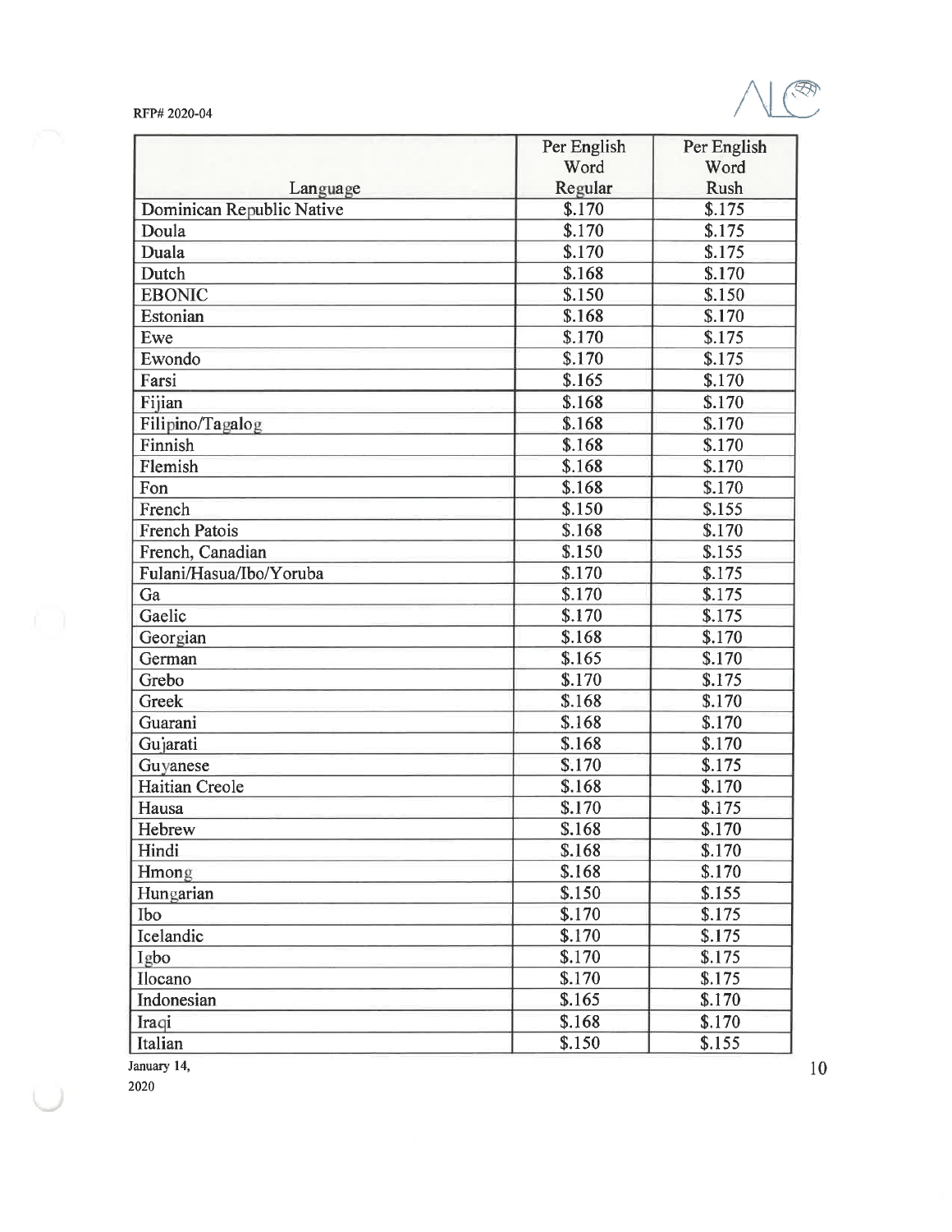| Language | Per English Word Regular | Per English Word Rush |
|---|---|---|
| Dominican Republic Native | $.170 | $.175 |
| Doula | $.170 | $.175 |
| Duala | $.170 | $.175 |
| Dutch | $.168 | $.170 |
| EBONIC | $.150 | $.150 |
| Estonian | $.168 | $.170 |
| Ewe | $.170 | $.175 |
| Ewondo | $.170 | $.175 |
| Farsi | $.165 | $.170 |
| Fijian | $.168 | $.170 |
| Filipino/Tagalog | $.168 | $.170 |
| Finnish | $.168 | $.170 |
| Flemish | $.168 | $.170 |
| Fon | $.168 | $.170 |
| French | $.150 | $.155 |
| French Patois | $.168 | $.170 |
| French, Canadian | $.150 | $.155 |
| Fulani/Hasua/Ibo/Yoruba | $.170 | $.175 |
| Ga | $.170 | $.175 |
| Gaelic | $.170 | $.175 |
| Georgian | $.168 | $.170 |
| German | $.165 | $.170 |
| Grebo | $.170 | $.175 |
| Greek | $.168 | $.170 |
| Guarani | $.168 | $.170 |
| Gujarati | $.168 | $.170 |
| Guyanese | $.170 | $.175 |
| Haitian Creole | $.168 | $.170 |
| Hausa | $.170 | $.175 |
| Hebrew | $.168 | $.170 |
| Hindi | $.168 | $.170 |
| Hmong | $.168 | $.170 |
| Hungarian | $.150 | $.155 |
| Ibo | $.170 | $.175 |
| Icelandic | $.170 | $.175 |
| Igbo | $.170 | $.175 |
| Ilocano | $.170 | $.175 |
| Indonesian | $.165 | $.170 |
| Iraqi | $.168 | $.170 |
| Italian | $.150 | $.155 |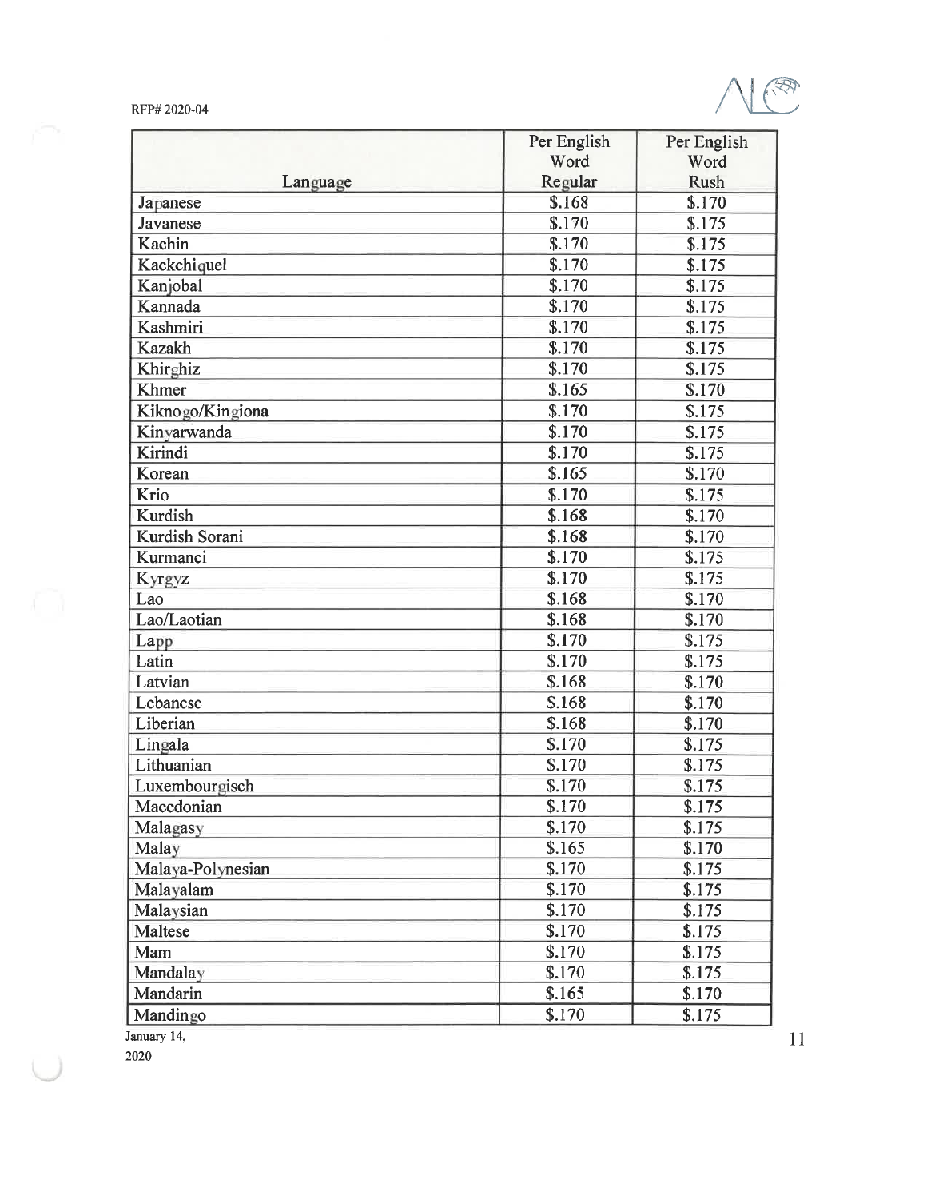| Language | Per English Word Regular | Per English Word Rush |
|---|---|---|
| Japanese | $.168 | $.170 |
| Javanese | $.170 | $.175 |
| Kachin | $.170 | $.175 |
| Kackchiquel | $.170 | $.175 |
| Kanjobal | $.170 | $.175 |
| Kannada | $.170 | $.175 |
| Kashmiri | $.170 | $.175 |
| Kazakh | $.170 | $.175 |
| Khirghiz | $.170 | $.175 |
| Khmer | $.165 | $.170 |
| Kiknogo/Kingiona | $.170 | $.175 |
| Kinyarwanda | $.170 | $.175 |
| Kirindi | $.170 | $.175 |
| Korean | $.165 | $.170 |
| Krio | $.170 | $.175 |
| Kurdish | $.168 | $.170 |
| Kurdish Sorani | $.168 | $.170 |
| Kurmanci | $.170 | $.175 |
| Kyrgyz | $.170 | $.175 |
| Lao | $.168 | $.170 |
| Lao/Laotian | $.168 | $.170 |
| Lapp | $.170 | $.175 |
| Latin | $.170 | $.175 |
| Latvian | $.168 | $.170 |
| Lebanese | $.168 | $.170 |
| Liberian | $.168 | $.170 |
| Lingala | $.170 | $.175 |
| Lithuanian | $.170 | $.175 |
| Luxembourgisch | $.170 | $.175 |
| Macedonian | $.170 | $.175 |
| Malagasy | $.170 | $.175 |
| Malay | $.165 | $.170 |
| Malaya-Polynesian | $.170 | $.175 |
| Malayalam | $.170 | $.175 |
| Malaysian | $.170 | $.175 |
| Maltese | $.170 | $.175 |
| Mam | $.170 | $.175 |
| Mandalay | $.170 | $.175 |
| Mandarin | $.165 | $.170 |
| Mandingo | $.170 | $.175 |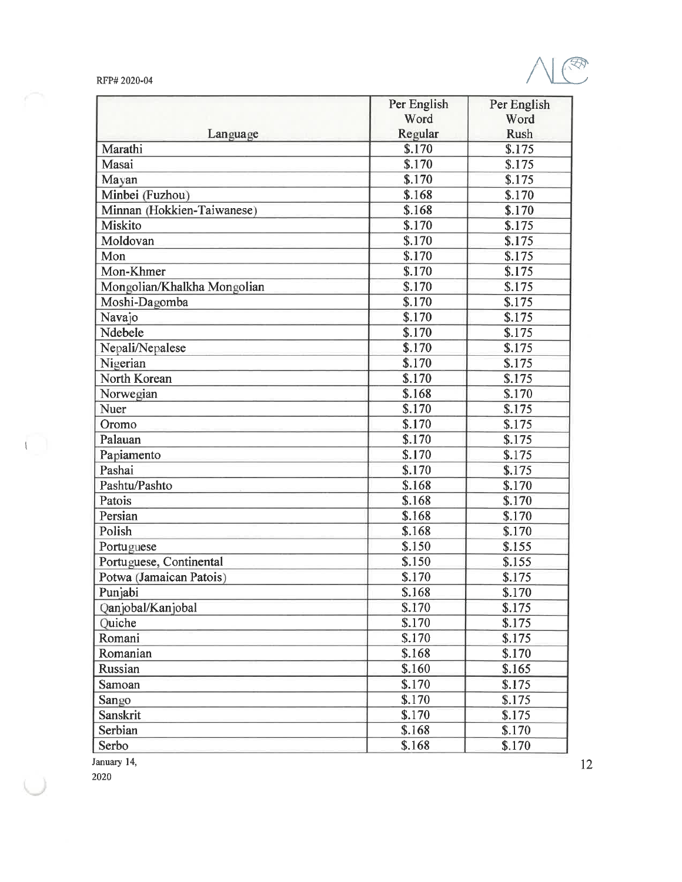| Language | Per English Word Regular | Per English Word Rush |
|---|---|---|
| Marathi | $.170 | $.175 |
| Masai | $.170 | $.175 |
| Mayan | $.170 | $.175 |
| Minbei (Fuzhou) | $.168 | $.170 |
| Minnan (Hokkien-Taiwanese) | $.168 | $.170 |
| Miskito | $.170 | $.175 |
| Moldovan | $.170 | $.175 |
| Mon | $.170 | $.175 |
| Mon-Khmer | $.170 | $.175 |
| Mongolian/Khalkha Mongolian | $.170 | $.175 |
| Moshi-Dagomba | $.170 | $.175 |
| Navajo | $.170 | $.175 |
| Ndebele | $.170 | $.175 |
| Nepali/Nepalese | $.170 | $.175 |
| Nigerian | $.170 | $.175 |
| North Korean | $.170 | $.175 |
| Norwegian | $.168 | $.170 |
| Nuer | $.170 | $.175 |
| Oromo | $.170 | $.175 |
| Palauan | $.170 | $.175 |
| Papiamento | $.170 | $.175 |
| Pashai | $.170 | $.175 |
| Pashtu/Pashto | $.168 | $.170 |
| Patois | $.168 | $.170 |
| Persian | $.168 | $.170 |
| Polish | $.168 | $.170 |
| Portuguese | $.150 | $.155 |
| Portuguese, Continental | $.150 | $.155 |
| Potwa (Jamaican Patois) | $.170 | $.175 |
| Punjabi | $.168 | $.170 |
| Qanjobal/Kanjobal | $.170 | $.175 |
| Quiche | $.170 | $.175 |
| Romani | $.170 | $.175 |
| Romanian | $.168 | $.170 |
| Russian | $.160 | $.165 |
| Samoan | $.170 | $.175 |
| Sango | $.170 | $.175 |
| Sanskrit | $.170 | $.175 |
| Serbian | $.168 | $.170 |
| Serbo | $.168 | $.170 |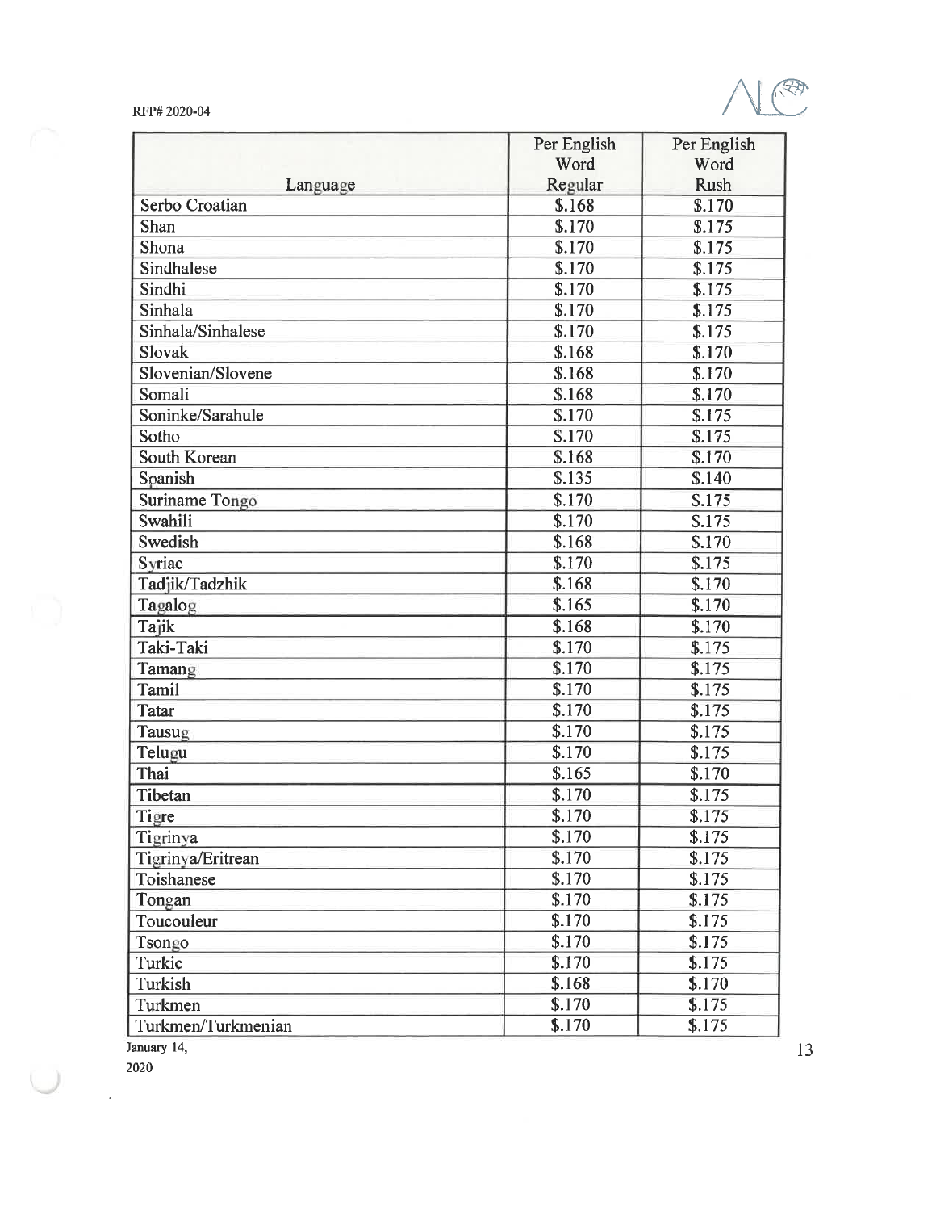| Language | Per English Word Regular | Per English Word Rush |
|---|---|---|
| Serbo Croatian | $.168 | $.170 |
| Shan | $.170 | $.175 |
| Shona | $.170 | $.175 |
| Sindhalese | $.170 | $.175 |
| Sindhi | $.170 | $.175 |
| Sinhala | $.170 | $.175 |
| Sinhala/Sinhalese | $.170 | $.175 |
| Slovak | $.168 | $.170 |
| Slovenian/Slovene | $.168 | $.170 |
| Somali | $.168 | $.170 |
| Soninke/Sarahule | $.170 | $.175 |
| Sotho | $.170 | $.175 |
| South Korean | $.168 | $.170 |
| Spanish | $.135 | $.140 |
| Suriname Tongo | $.170 | $.175 |
| Swahili | $.170 | $.175 |
| Swedish | $.168 | $.170 |
| Syriac | $.170 | $.175 |
| Tadjik/Tadzhik | $.168 | $.170 |
| Tagalog | $.165 | $.170 |
| Tajik | $.168 | $.170 |
| Taki-Taki | $.170 | $.175 |
| Tamang | $.170 | $.175 |
| Tamil | $.170 | $.175 |
| Tatar | $.170 | $.175 |
| Tausug | $.170 | $.175 |
| Telugu | $.170 | $.175 |
| Thai | $.165 | $.170 |
| Tibetan | $.170 | $.175 |
| Tigre | $.170 | $.175 |
| Tigrinya | $.170 | $.175 |
| Tigrinya/Eritrean | $.170 | $.175 |
| Toishanese | $.170 | $.175 |
| Tongan | $.170 | $.175 |
| Toucouleur | $.170 | $.175 |
| Tsongo | $.170 | $.175 |
| Turkic | $.170 | $.175 |
| Turkish | $.168 | $.170 |
| Turkmen | $.170 | $.175 |
| Turkmen/Turkmenian | $.170 | $.175 |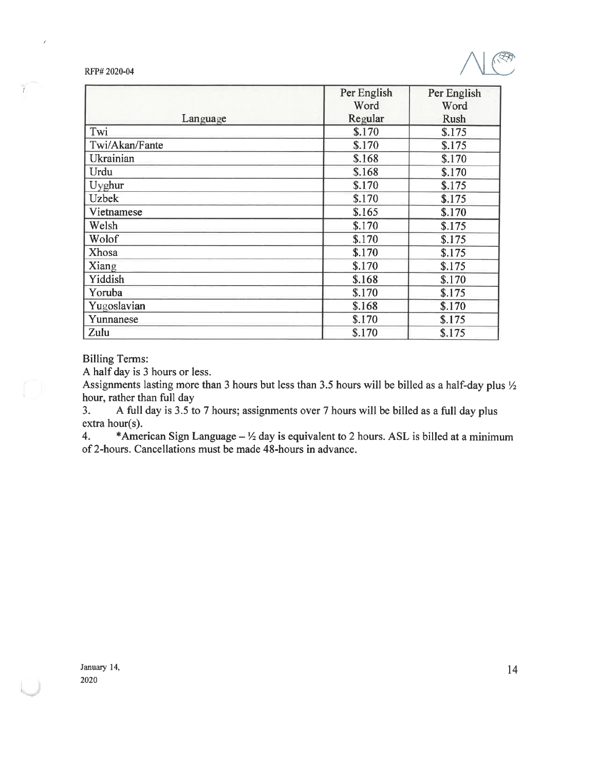| Language | Per English Word Regular | Per English Word Rush |
|---|---|---|
| Twi | $.170 | $.175 |
| Twi/Akan/Fante | $.170 | $.175 |
| Ukrainian | $.168 | $.170 |
| Urdu | $.168 | $.170 |
| Uyghur | $.170 | $.175 |
| Uzbek | $.170 | $.175 |
| Vietnamese | $.165 | $.170 |
| Welsh | $.170 | $.175 |
| Wolof | $.170 | $.175 |
| Xhosa | $.170 | $.175 |
| Xiang | $.170 | $.175 |
| Yiddish | $.168 | $.170 |
| Yoruba | $.170 | $.175 |
| Yugoslavian | $.168 | $.170 |
| Yunnanese | $.170 | $.175 |
| Zulu | $.170 | $.175 |

Billing Terms:

A half day is 3 hours or less.

Assignments lasting more than 3 hours but less than 3.5 hours will be billed as a half-day plus ½ hour, rather than full day

3. A full day is 3.5 to 7 hours; assignments over 7 hours will be billed as a full day plus extra hour(s).

4. **\*American Sign Language – ½ day is equivalent to 2 hours. ASL is billed at a minimum of 2-hours. Cancellations must be made 48-hours in advance.**